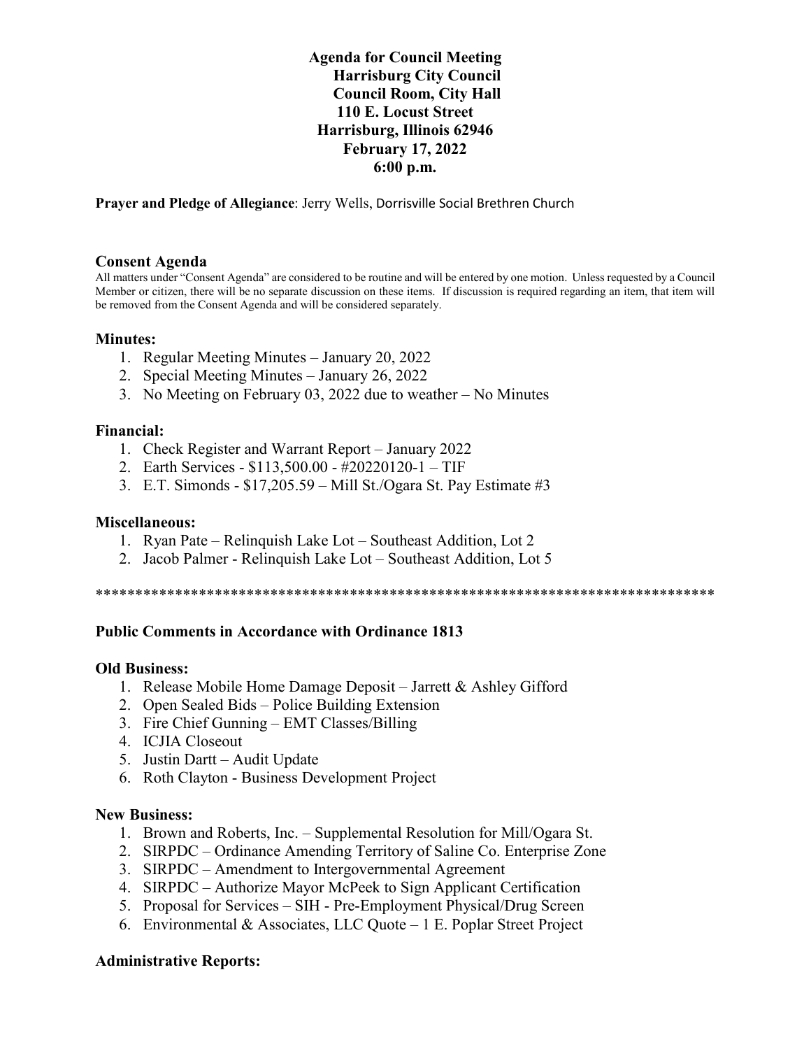**Agenda for Council Meeting**
**Harrisburg City Council**
**Council Room, City Hall**
**110 E. Locust Street**
**Harrisburg, Illinois 62946**
**February 17, 2022**
**6:00 p.m.**

**Prayer and Pledge of Allegiance**: Jerry Wells, Dorrisville Social Brethren Church

## Consent Agenda

All matters under "Consent Agenda" are considered to be routine and will be entered by one motion. Unless requested by a Council Member or citizen, there will be no separate discussion on these items. If discussion is required regarding an item, that item will be removed from the Consent Agenda and will be considered separately.

### Minutes:

1. Regular Meeting Minutes – January 20, 2022
2. Special Meeting Minutes – January 26, 2022
3. No Meeting on February 03, 2022 due to weather – No Minutes

### Financial:

1. Check Register and Warrant Report – January 2022
2. Earth Services - $113,500.00 - #20220120-1 – TIF
3. E.T. Simonds - $17,205.59 – Mill St./Ogara St. Pay Estimate #3

### Miscellaneous:

1. Ryan Pate – Relinquish Lake Lot – Southeast Addition, Lot 2
2. Jacob Palmer - Relinquish Lake Lot – Southeast Addition, Lot 5

*******************************************************************************

### Public Comments in Accordance with Ordinance 1813

### Old Business:

1. Release Mobile Home Damage Deposit – Jarrett & Ashley Gifford
2. Open Sealed Bids – Police Building Extension
3. Fire Chief Gunning – EMT Classes/Billing
4. ICJIA Closeout
5. Justin Dartt – Audit Update
6. Roth Clayton - Business Development Project

### New Business:

1. Brown and Roberts, Inc. – Supplemental Resolution for Mill/Ogara St.
2. SIRPDC – Ordinance Amending Territory of Saline Co. Enterprise Zone
3. SIRPDC – Amendment to Intergovernmental Agreement
4. SIRPDC – Authorize Mayor McPeek to Sign Applicant Certification
5. Proposal for Services – SIH - Pre-Employment Physical/Drug Screen
6. Environmental & Associates, LLC Quote – 1 E. Poplar Street Project

### Administrative Reports: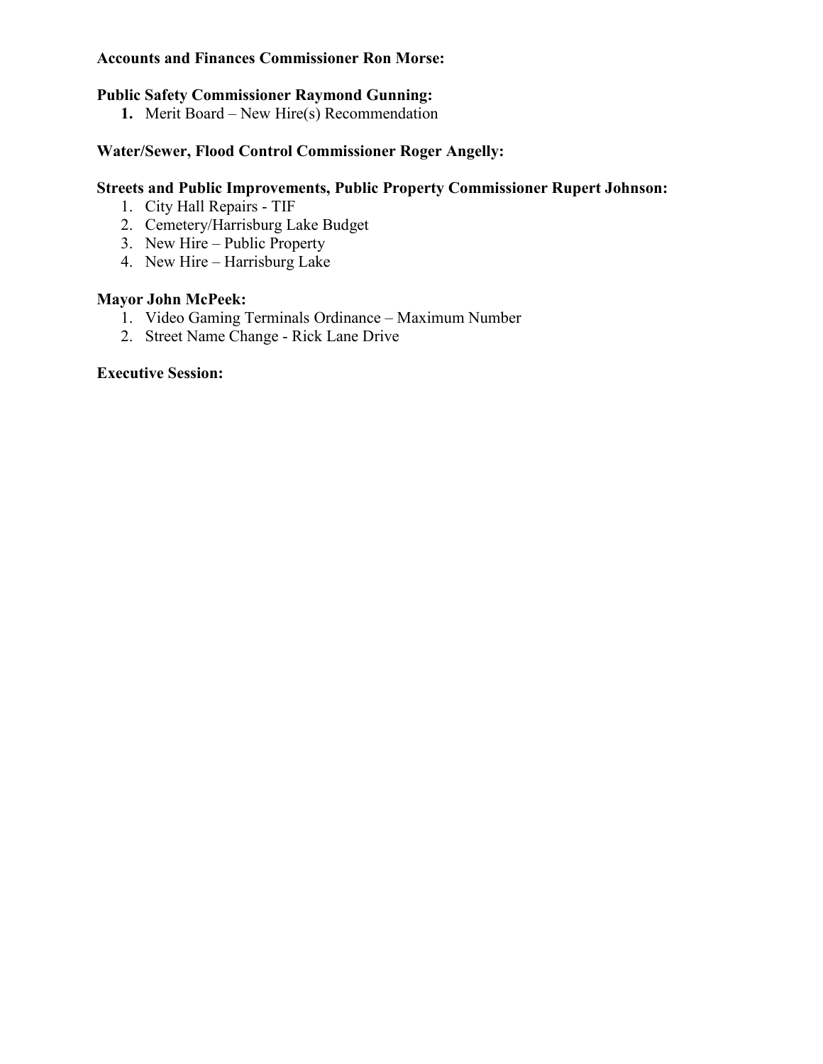**Accounts and Finances Commissioner Ron Morse:**

**Public Safety Commissioner Raymond Gunning:**

1. Merit Board – New Hire(s) Recommendation

**Water/Sewer, Flood Control Commissioner Roger Angelly:**

**Streets and Public Improvements, Public Property Commissioner Rupert Johnson:**

1. City Hall Repairs - TIF
2. Cemetery/Harrisburg Lake Budget
3. New Hire – Public Property
4. New Hire – Harrisburg Lake

**Mayor John McPeek:**

1. Video Gaming Terminals Ordinance – Maximum Number
2. Street Name Change - Rick Lane Drive

**Executive Session:**